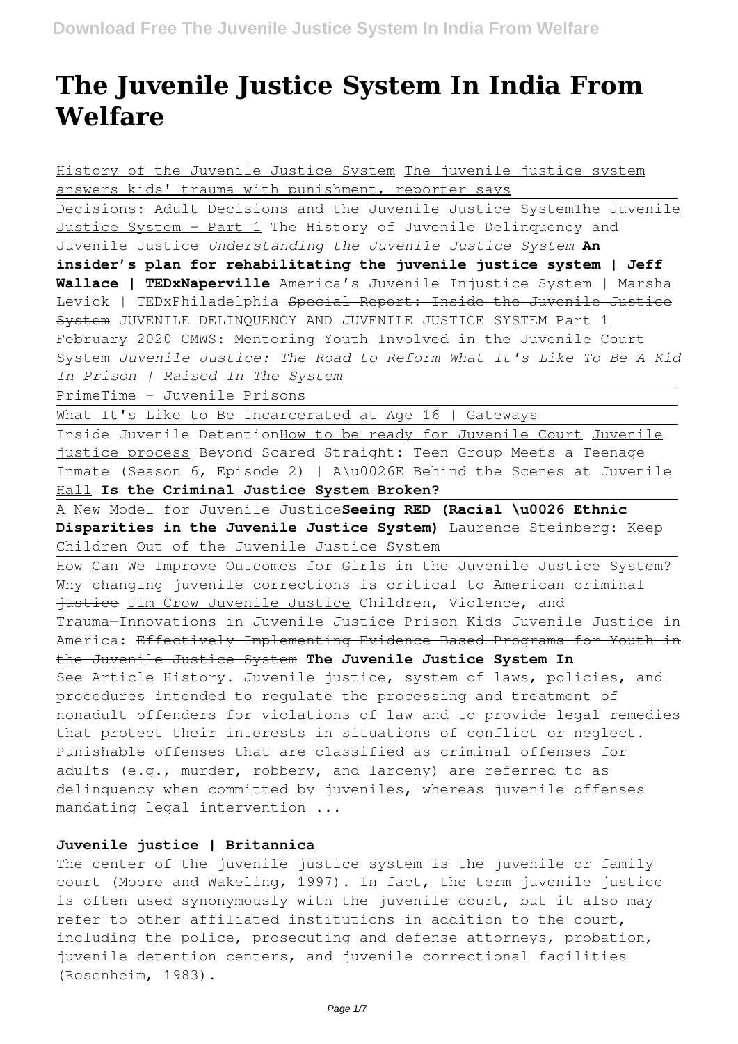# The Juvenile Justice System In India From Welfare

History of the Juvenile Justice System The juvenile justice system answers kids' trauma with punishment, reporter says

Decisions: Adult Decisions and the Juvenile Justice SystemThe Juvenile Justice System - Part 1 The History of Juvenile Delinquency and Juvenile Justice *Understanding the Juvenile Justice System* **An insider's plan for rehabilitating the juvenile justice system | Jeff Wallace | TEDxNaperville** America's Juvenile Injustice System | Marsha Levick | TEDxPhiladelphia ~~Special Report: Inside the Juvenile Justice System~~ JUVENILE DELINQUENCY AND JUVENILE JUSTICE SYSTEM Part 1 February 2020 CMWS: Mentoring Youth Involved in the Juvenile Court System *Juvenile Justice: The Road to Reform What It's Like To Be A Kid In Prison | Raised In The System*

PrimeTime - Juvenile Prisons

What It's Like to Be Incarcerated at Age 16 | Gateways

Inside Juvenile DetentionHow to be ready for Juvenile Court Juvenile justice process Beyond Scared Straight: Teen Group Meets a Teenage Inmate (Season 6, Episode 2) | A\u0026E Behind the Scenes at Juvenile Hall **Is the Criminal Justice System Broken?**

A New Model for Juvenile Justice**Seeing RED (Racial \u0026 Ethnic Disparities in the Juvenile Justice System)** Laurence Steinberg: Keep Children Out of the Juvenile Justice System

How Can We Improve Outcomes for Girls in the Juvenile Justice System? ~~Why changing juvenile corrections is critical to American criminal justice~~ Jim Crow Juvenile Justice Children, Violence, and Trauma—Innovations in Juvenile Justice Prison Kids Juvenile Justice in America: ~~Effectively Implementing Evidence Based Programs for Youth in the Juvenile Justice System~~ **The Juvenile Justice System In**

See Article History. Juvenile justice, system of laws, policies, and procedures intended to regulate the processing and treatment of nonadult offenders for violations of law and to provide legal remedies that protect their interests in situations of conflict or neglect. Punishable offenses that are classified as criminal offenses for adults (e.g., murder, robbery, and larceny) are referred to as delinquency when committed by juveniles, whereas juvenile offenses mandating legal intervention ...

**Juvenile justice | Britannica**

The center of the juvenile justice system is the juvenile or family court (Moore and Wakeling, 1997). In fact, the term juvenile justice is often used synonymously with the juvenile court, but it also may refer to other affiliated institutions in addition to the court, including the police, prosecuting and defense attorneys, probation, juvenile detention centers, and juvenile correctional facilities (Rosenheim, 1983).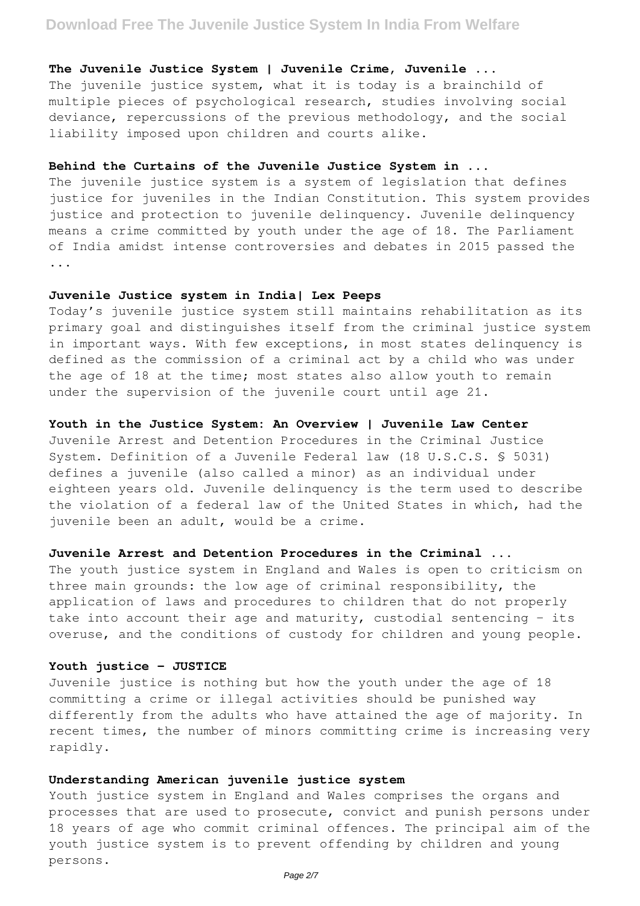### The Juvenile Justice System | Juvenile Crime, Juvenile ...

The juvenile justice system, what it is today is a brainchild of multiple pieces of psychological research, studies involving social deviance, repercussions of the previous methodology, and the social liability imposed upon children and courts alike.

### Behind the Curtains of the Juvenile Justice System in ...

The juvenile justice system is a system of legislation that defines justice for juveniles in the Indian Constitution. This system provides justice and protection to juvenile delinquency. Juvenile delinquency means a crime committed by youth under the age of 18. The Parliament of India amidst intense controversies and debates in 2015 passed the ...

### Juvenile Justice system in India| Lex Peeps

Today's juvenile justice system still maintains rehabilitation as its primary goal and distinguishes itself from the criminal justice system in important ways. With few exceptions, in most states delinquency is defined as the commission of a criminal act by a child who was under the age of 18 at the time; most states also allow youth to remain under the supervision of the juvenile court until age 21.

### Youth in the Justice System: An Overview | Juvenile Law Center

Juvenile Arrest and Detention Procedures in the Criminal Justice System. Definition of a Juvenile Federal law (18 U.S.C.S. § 5031) defines a juvenile (also called a minor) as an individual under eighteen years old. Juvenile delinquency is the term used to describe the violation of a federal law of the United States in which, had the juvenile been an adult, would be a crime.

### Juvenile Arrest and Detention Procedures in the Criminal ...

The youth justice system in England and Wales is open to criticism on three main grounds: the low age of criminal responsibility, the application of laws and procedures to children that do not properly take into account their age and maturity, custodial sentencing – its overuse, and the conditions of custody for children and young people.

### Youth justice - JUSTICE

Juvenile justice is nothing but how the youth under the age of 18 committing a crime or illegal activities should be punished way differently from the adults who have attained the age of majority. In recent times, the number of minors committing crime is increasing very rapidly.

### Understanding American juvenile justice system

Youth justice system in England and Wales comprises the organs and processes that are used to prosecute, convict and punish persons under 18 years of age who commit criminal offences. The principal aim of the youth justice system is to prevent offending by children and young persons.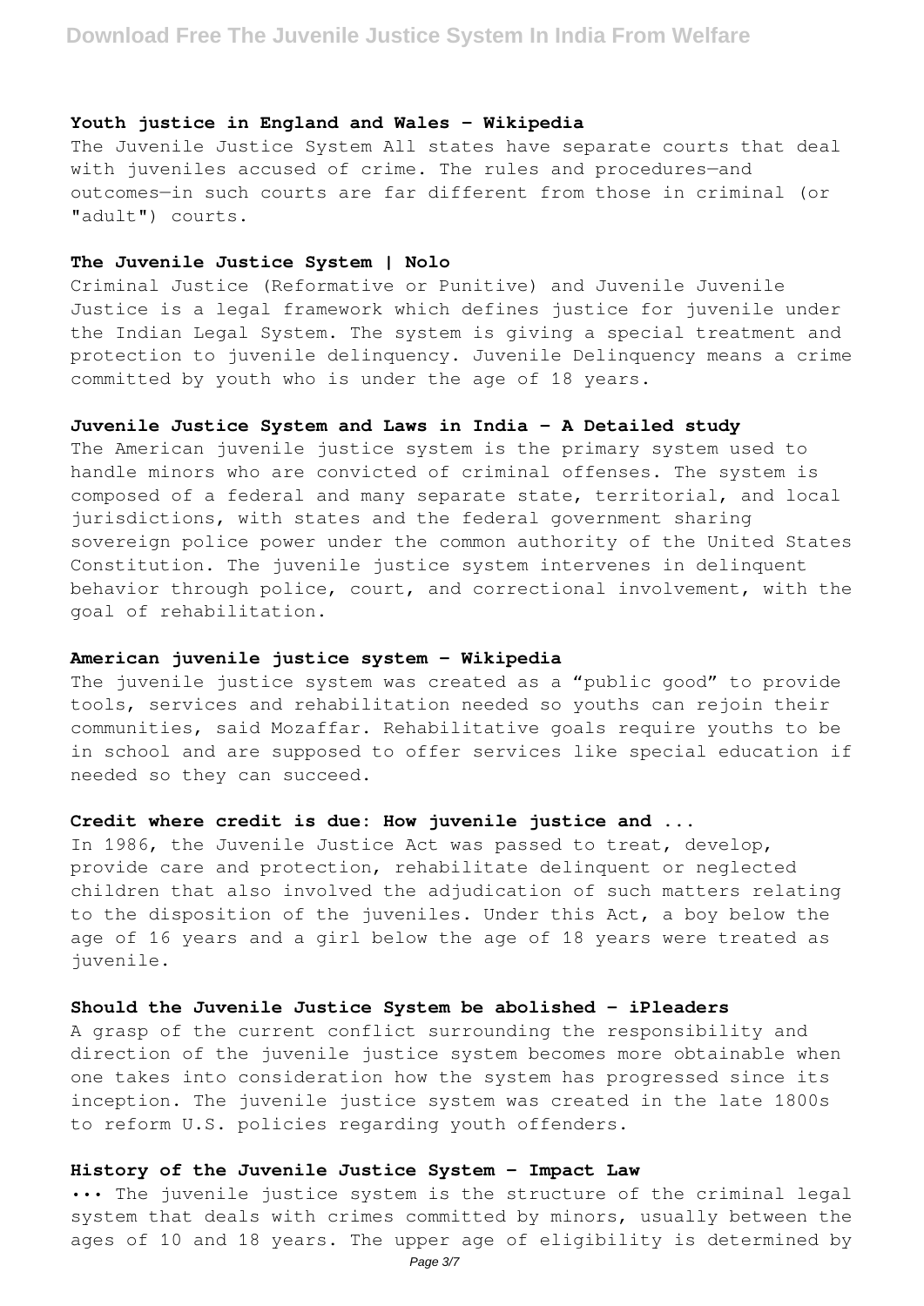#### Youth justice in England and Wales - Wikipedia

The Juvenile Justice System All states have separate courts that deal with juveniles accused of crime. The rules and procedures—and outcomes—in such courts are far different from those in criminal (or "adult") courts.

#### The Juvenile Justice System | Nolo

Criminal Justice (Reformative or Punitive) and Juvenile Juvenile Justice is a legal framework which defines justice for juvenile under the Indian Legal System. The system is giving a special treatment and protection to juvenile delinquency. Juvenile Delinquency means a crime committed by youth who is under the age of 18 years.

#### Juvenile Justice System and Laws in India - A Detailed study

The American juvenile justice system is the primary system used to handle minors who are convicted of criminal offenses. The system is composed of a federal and many separate state, territorial, and local jurisdictions, with states and the federal government sharing sovereign police power under the common authority of the United States Constitution. The juvenile justice system intervenes in delinquent behavior through police, court, and correctional involvement, with the goal of rehabilitation.

#### American juvenile justice system - Wikipedia

The juvenile justice system was created as a "public good" to provide tools, services and rehabilitation needed so youths can rejoin their communities, said Mozaffar. Rehabilitative goals require youths to be in school and are supposed to offer services like special education if needed so they can succeed.

#### Credit where credit is due: How juvenile justice and ...

In 1986, the Juvenile Justice Act was passed to treat, develop, provide care and protection, rehabilitate delinquent or neglected children that also involved the adjudication of such matters relating to the disposition of the juveniles. Under this Act, a boy below the age of 16 years and a girl below the age of 18 years were treated as juvenile.

#### Should the Juvenile Justice System be abolished - iPleaders

A grasp of the current conflict surrounding the responsibility and direction of the juvenile justice system becomes more obtainable when one takes into consideration how the system has progressed since its inception. The juvenile justice system was created in the late 1800s to reform U.S. policies regarding youth offenders.

#### History of the Juvenile Justice System - Impact Law

••• The juvenile justice system is the structure of the criminal legal system that deals with crimes committed by minors, usually between the ages of 10 and 18 years. The upper age of eligibility is determined by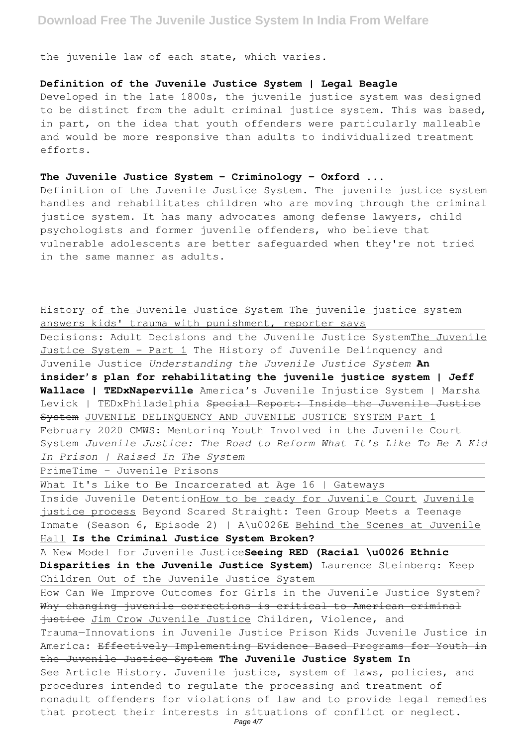the juvenile law of each state, which varies.

**Definition of the Juvenile Justice System | Legal Beagle**

Developed in the late 1800s, the juvenile justice system was designed to be distinct from the adult criminal justice system. This was based, in part, on the idea that youth offenders were particularly malleable and would be more responsive than adults to individualized treatment efforts.

**The Juvenile Justice System - Criminology - Oxford ...**

Definition of the Juvenile Justice System. The juvenile justice system handles and rehabilitates children who are moving through the criminal justice system. It has many advocates among defense lawyers, child psychologists and former juvenile offenders, who believe that vulnerable adolescents are better safeguarded when they're not tried in the same manner as adults.

History of the Juvenile Justice System The juvenile justice system answers kids' trauma with punishment, reporter says

Decisions: Adult Decisions and the Juvenile Justice SystemThe Juvenile Justice System - Part 1 The History of Juvenile Delinquency and Juvenile Justice *Understanding the Juvenile Justice System* **An insider's plan for rehabilitating the juvenile justice system | Jeff Wallace | TEDxNaperville** America's Juvenile Injustice System | Marsha Levick | TEDxPhiladelphia ~~Special Report: Inside the Juvenile Justice System~~ JUVENILE DELINQUENCY AND JUVENILE JUSTICE SYSTEM Part 1 February 2020 CMWS: Mentoring Youth Involved in the Juvenile Court System *Juvenile Justice: The Road to Reform What It's Like To Be A Kid In Prison | Raised In The System*

PrimeTime - Juvenile Prisons

What It's Like to Be Incarcerated at Age 16 | Gateways

Inside Juvenile DetentionHow to be ready for Juvenile Court Juvenile justice process Beyond Scared Straight: Teen Group Meets a Teenage Inmate (Season 6, Episode 2) | A\u0026E Behind the Scenes at Juvenile Hall **Is the Criminal Justice System Broken?**

A New Model for Juvenile Justice**Seeing RED (Racial \u0026 Ethnic Disparities in the Juvenile Justice System)** Laurence Steinberg: Keep Children Out of the Juvenile Justice System

How Can We Improve Outcomes for Girls in the Juvenile Justice System? ~~Why changing juvenile corrections is critical to American criminal justice~~ Jim Crow Juvenile Justice Children, Violence, and Trauma—Innovations in Juvenile Justice Prison Kids Juvenile Justice in America: ~~Effectively Implementing Evidence Based Programs for Youth in the Juvenile Justice System~~ **The Juvenile Justice System In**

See Article History. Juvenile justice, system of laws, policies, and procedures intended to regulate the processing and treatment of nonadult offenders for violations of law and to provide legal remedies that protect their interests in situations of conflict or neglect.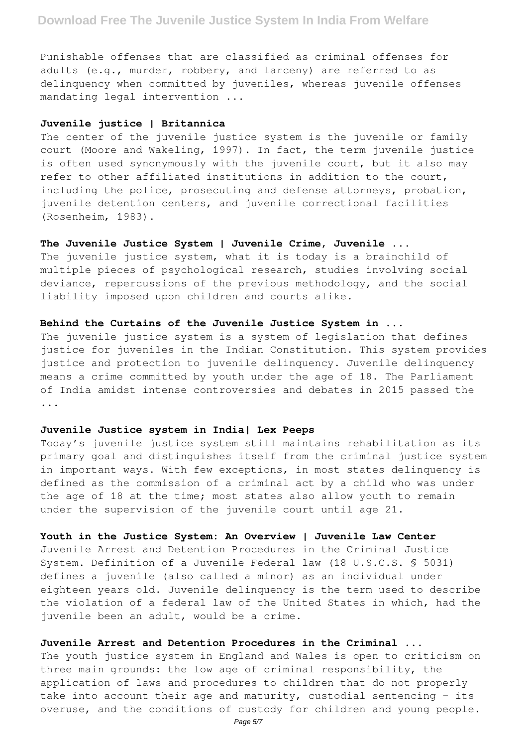Punishable offenses that are classified as criminal offenses for adults (e.g., murder, robbery, and larceny) are referred to as delinquency when committed by juveniles, whereas juvenile offenses mandating legal intervention ...

**Juvenile justice | Britannica**

The center of the juvenile justice system is the juvenile or family court (Moore and Wakeling, 1997). In fact, the term juvenile justice is often used synonymously with the juvenile court, but it also may refer to other affiliated institutions in addition to the court, including the police, prosecuting and defense attorneys, probation, juvenile detention centers, and juvenile correctional facilities (Rosenheim, 1983).

**The Juvenile Justice System | Juvenile Crime, Juvenile ...**

The juvenile justice system, what it is today is a brainchild of multiple pieces of psychological research, studies involving social deviance, repercussions of the previous methodology, and the social liability imposed upon children and courts alike.

**Behind the Curtains of the Juvenile Justice System in ...**

The juvenile justice system is a system of legislation that defines justice for juveniles in the Indian Constitution. This system provides justice and protection to juvenile delinquency. Juvenile delinquency means a crime committed by youth under the age of 18. The Parliament of India amidst intense controversies and debates in 2015 passed the ...

**Juvenile Justice system in India| Lex Peeps**

Today's juvenile justice system still maintains rehabilitation as its primary goal and distinguishes itself from the criminal justice system in important ways. With few exceptions, in most states delinquency is defined as the commission of a criminal act by a child who was under the age of 18 at the time; most states also allow youth to remain under the supervision of the juvenile court until age 21.

**Youth in the Justice System: An Overview | Juvenile Law Center**

Juvenile Arrest and Detention Procedures in the Criminal Justice System. Definition of a Juvenile Federal law (18 U.S.C.S. § 5031) defines a juvenile (also called a minor) as an individual under eighteen years old. Juvenile delinquency is the term used to describe the violation of a federal law of the United States in which, had the juvenile been an adult, would be a crime.

**Juvenile Arrest and Detention Procedures in the Criminal ...**

The youth justice system in England and Wales is open to criticism on three main grounds: the low age of criminal responsibility, the application of laws and procedures to children that do not properly take into account their age and maturity, custodial sentencing – its overuse, and the conditions of custody for children and young people.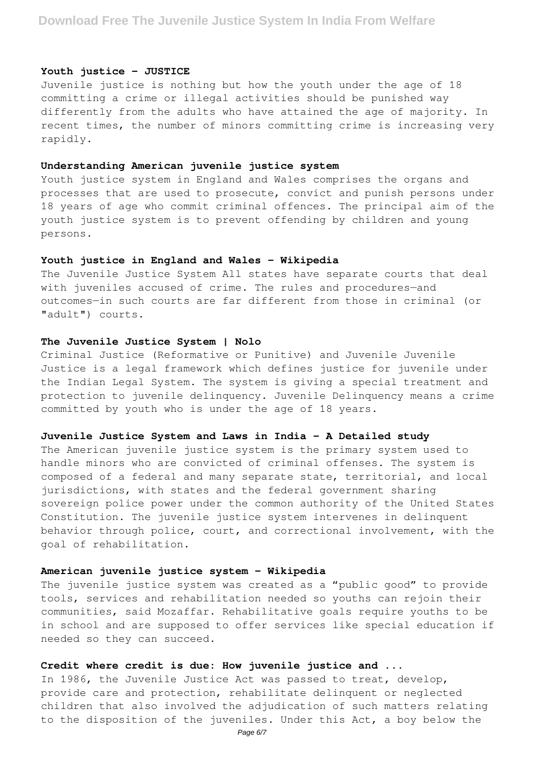### Youth justice - JUSTICE

Juvenile justice is nothing but how the youth under the age of 18 committing a crime or illegal activities should be punished way differently from the adults who have attained the age of majority. In recent times, the number of minors committing crime is increasing very rapidly.

### Understanding American juvenile justice system

Youth justice system in England and Wales comprises the organs and processes that are used to prosecute, convict and punish persons under 18 years of age who commit criminal offences. The principal aim of the youth justice system is to prevent offending by children and young persons.

### Youth justice in England and Wales - Wikipedia

The Juvenile Justice System All states have separate courts that deal with juveniles accused of crime. The rules and procedures—and outcomes—in such courts are far different from those in criminal (or "adult") courts.

### The Juvenile Justice System | Nolo

Criminal Justice (Reformative or Punitive) and Juvenile Juvenile Justice is a legal framework which defines justice for juvenile under the Indian Legal System. The system is giving a special treatment and protection to juvenile delinquency. Juvenile Delinquency means a crime committed by youth who is under the age of 18 years.

### Juvenile Justice System and Laws in India - A Detailed study

The American juvenile justice system is the primary system used to handle minors who are convicted of criminal offenses. The system is composed of a federal and many separate state, territorial, and local jurisdictions, with states and the federal government sharing sovereign police power under the common authority of the United States Constitution. The juvenile justice system intervenes in delinquent behavior through police, court, and correctional involvement, with the goal of rehabilitation.

### American juvenile justice system - Wikipedia

The juvenile justice system was created as a "public good" to provide tools, services and rehabilitation needed so youths can rejoin their communities, said Mozaffar. Rehabilitative goals require youths to be in school and are supposed to offer services like special education if needed so they can succeed.

### Credit where credit is due: How juvenile justice and ...

In 1986, the Juvenile Justice Act was passed to treat, develop, provide care and protection, rehabilitate delinquent or neglected children that also involved the adjudication of such matters relating to the disposition of the juveniles. Under this Act, a boy below the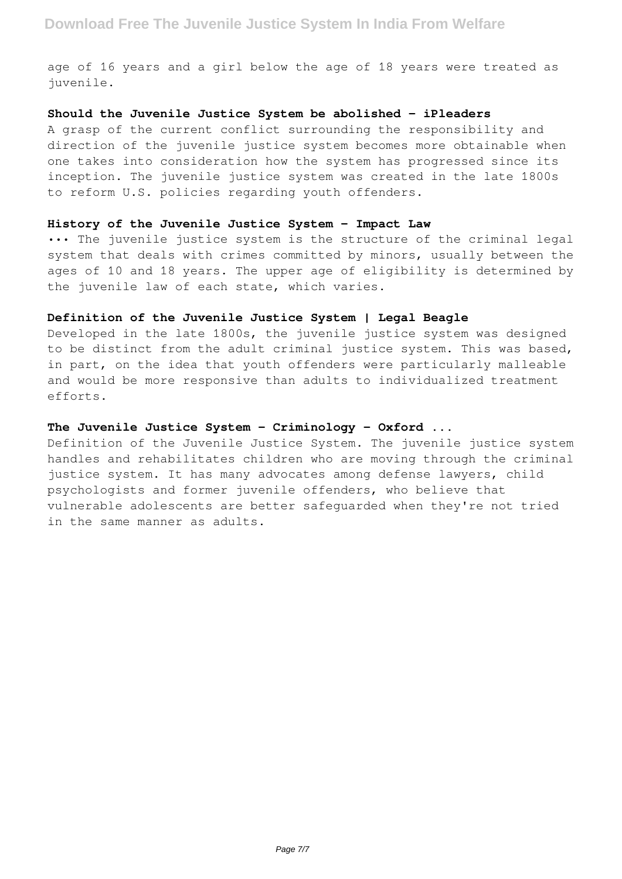age of 16 years and a girl below the age of 18 years were treated as juvenile.

**Should the Juvenile Justice System be abolished - iPleaders**

A grasp of the current conflict surrounding the responsibility and direction of the juvenile justice system becomes more obtainable when one takes into consideration how the system has progressed since its inception. The juvenile justice system was created in the late 1800s to reform U.S. policies regarding youth offenders.

**History of the Juvenile Justice System - Impact Law**

··· The juvenile justice system is the structure of the criminal legal system that deals with crimes committed by minors, usually between the ages of 10 and 18 years. The upper age of eligibility is determined by the juvenile law of each state, which varies.

**Definition of the Juvenile Justice System | Legal Beagle**

Developed in the late 1800s, the juvenile justice system was designed to be distinct from the adult criminal justice system. This was based, in part, on the idea that youth offenders were particularly malleable and would be more responsive than adults to individualized treatment efforts.

**The Juvenile Justice System - Criminology - Oxford ...**

Definition of the Juvenile Justice System. The juvenile justice system handles and rehabilitates children who are moving through the criminal justice system. It has many advocates among defense lawyers, child psychologists and former juvenile offenders, who believe that vulnerable adolescents are better safeguarded when they're not tried in the same manner as adults.